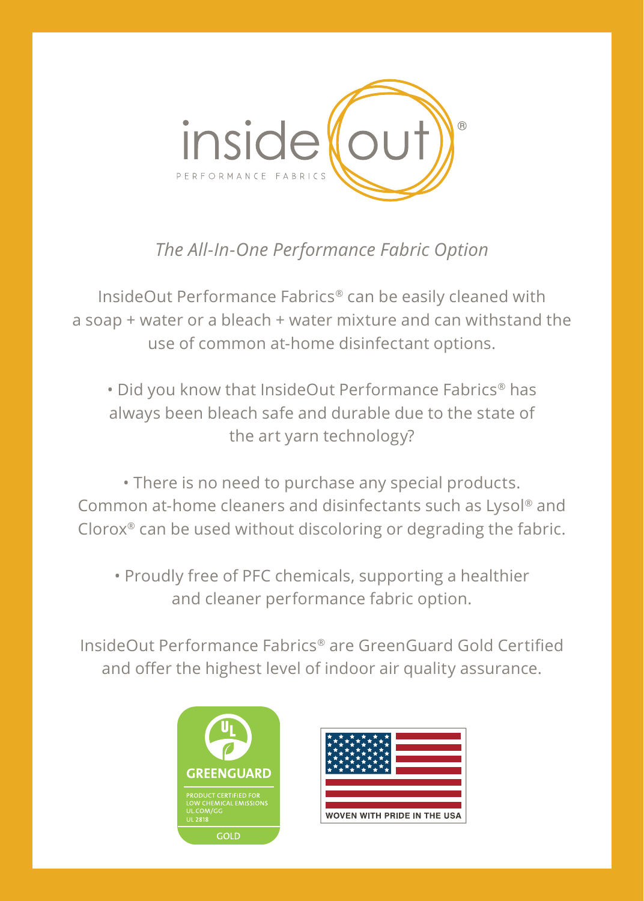# insideout®

PERFORMANCE FABRICS

*The All-In-One Performance Fabric Option*

InsideOut Performance Fabrics® can be easily cleaned with a soap + water or a bleach + water mixture and can withstand the use of common at-home disinfectant options.

- Did you know that InsideOut Performance Fabrics® has always been bleach safe and durable due to the state of the art yarn technology?

- There is no need to purchase any special products. Common at-home cleaners and disinfectants such as Lysol® and Clorox® can be used without discoloring or degrading the fabric.

- Proudly free of PFC chemicals, supporting a healthier and cleaner performance fabric option.

InsideOut Performance Fabrics® are GreenGuard Gold Certified and offer the highest level of indoor air quality assurance.

UL GREENGUARD
PRODUCT CERTIFIED FOR LOW CHEMICAL EMISSIONS
UL.COM/GG
UL 2818
GOLD

WOVEN WITH PRIDE IN THE USA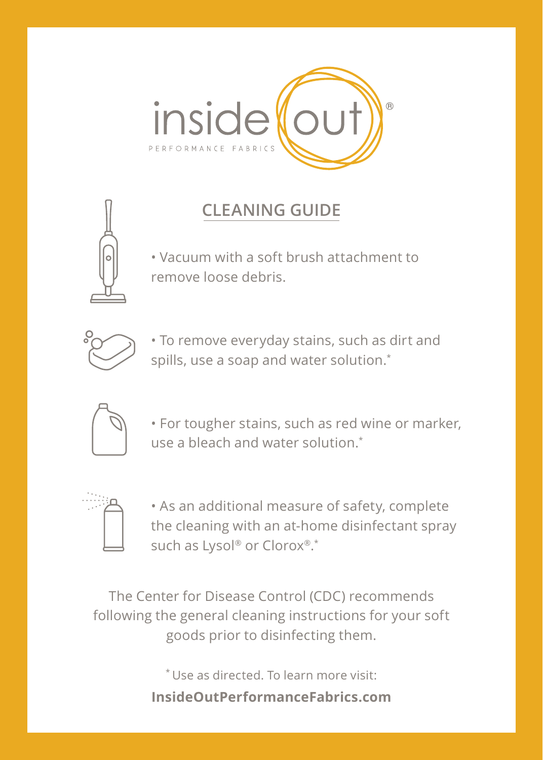inside out®

PERFORMANCE FABRICS

## CLEANING GUIDE

- Vacuum with a soft brush attachment to remove loose debris.
- To remove everyday stains, such as dirt and spills, use a soap and water solution.*
- For tougher stains, such as red wine or marker, use a bleach and water solution.*
- As an additional measure of safety, complete the cleaning with an at-home disinfectant spray such as Lysol® or Clorox®.*

The Center for Disease Control (CDC) recommends following the general cleaning instructions for your soft goods prior to disinfecting them.

* Use as directed. To learn more visit:

**InsideOutPerformanceFabrics.com**